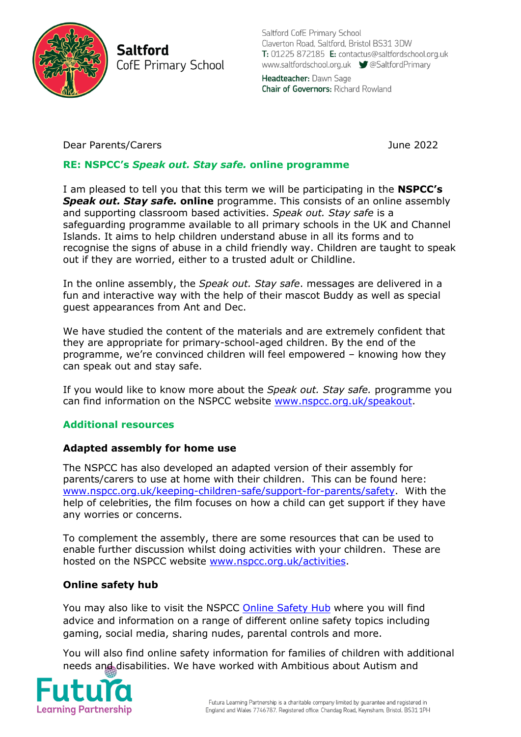**Saltford**
CofE Primary School

Saltford CofE Primary School
Claverton Road, Saltford, Bristol BS31 3DW
**T:** 01225 872185 **E:** contactus@saltfordschool.org.uk
www.saltfordschool.org.uk @SaltfordPrimary

**Headteacher:** Dawn Sage
**Chair of Governors:** Richard Rowland

Dear Parents/Carers

June 2022

**RE: NSPCC's *Speak out. Stay safe.* online programme**

I am pleased to tell you that this term we will be participating in the **NSPCC's *Speak out. Stay safe.* online** programme. This consists of an online assembly and supporting classroom based activities. *Speak out. Stay safe* is a safeguarding programme available to all primary schools in the UK and Channel Islands. It aims to help children understand abuse in all its forms and to recognise the signs of abuse in a child friendly way. Children are taught to speak out if they are worried, either to a trusted adult or Childline.

In the online assembly, the *Speak out. Stay safe*. messages are delivered in a fun and interactive way with the help of their mascot Buddy as well as special guest appearances from Ant and Dec.

We have studied the content of the materials and are extremely confident that they are appropriate for primary-school-aged children. By the end of the programme, we're convinced children will feel empowered – knowing how they can speak out and stay safe.

If you would like to know more about the *Speak out. Stay safe.* programme you can find information on the NSPCC website www.nspcc.org.uk/speakout.

## Additional resources

### Adapted assembly for home use

The NSPCC has also developed an adapted version of their assembly for parents/carers to use at home with their children. This can be found here: www.nspcc.org.uk/keeping-children-safe/support-for-parents/safety. With the help of celebrities, the film focuses on how a child can get support if they have any worries or concerns.

To complement the assembly, there are some resources that can be used to enable further discussion whilst doing activities with your children. These are hosted on the NSPCC website www.nspcc.org.uk/activities.

### Online safety hub

You may also like to visit the NSPCC Online Safety Hub where you will find advice and information on a range of different online safety topics including gaming, social media, sharing nudes, parental controls and more.

You will also find online safety information for families of children with additional needs and disabilities. We have worked with Ambitious about Autism and

Futura Learning Partnership

Futura Learning Partnership is a charitable company limited by guarantee and registered in England and Wales 7746787. Registered office: Chandag Road, Keynsham, Bristol, BS31 1PH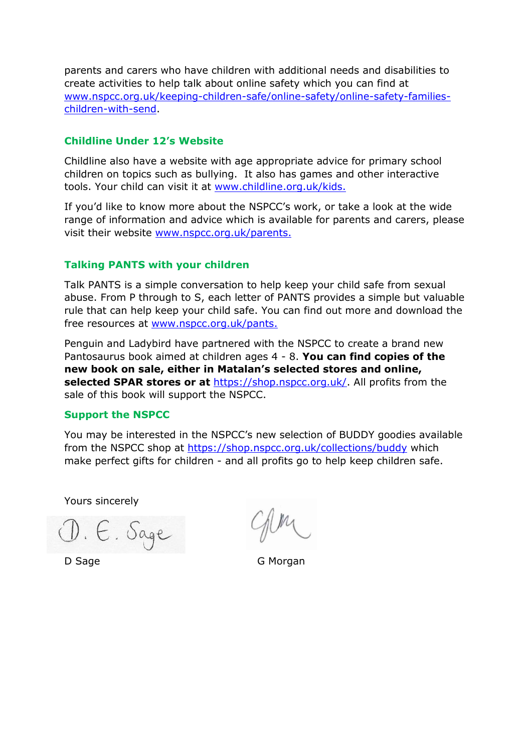parents and carers who have children with additional needs and disabilities to create activities to help talk about online safety which you can find at www.nspcc.org.uk/keeping-children-safe/online-safety/online-safety-families-children-with-send.

## Childline Under 12's Website

Childline also have a website with age appropriate advice for primary school children on topics such as bullying. It also has games and other interactive tools. Your child can visit it at www.childline.org.uk/kids.

If you'd like to know more about the NSPCC's work, or take a look at the wide range of information and advice which is available for parents and carers, please visit their website www.nspcc.org.uk/parents.

## Talking PANTS with your children

Talk PANTS is a simple conversation to help keep your child safe from sexual abuse. From P through to S, each letter of PANTS provides a simple but valuable rule that can help keep your child safe. You can find out more and download the free resources at www.nspcc.org.uk/pants.

Penguin and Ladybird have partnered with the NSPCC to create a brand new Pantosaurus book aimed at children ages 4 - 8. **You can find copies of the new book on sale, either in Matalan's selected stores and online, selected SPAR stores or at** https://shop.nspcc.org.uk/. All profits from the sale of this book will support the NSPCC.

## Support the NSPCC

You may be interested in the NSPCC's new selection of BUDDY goodies available from the NSPCC shop at https://shop.nspcc.org.uk/collections/buddy which make perfect gifts for children - and all profits go to help keep children safe.

Yours sincerely

D. E. Sage

D Sage

G Morgan